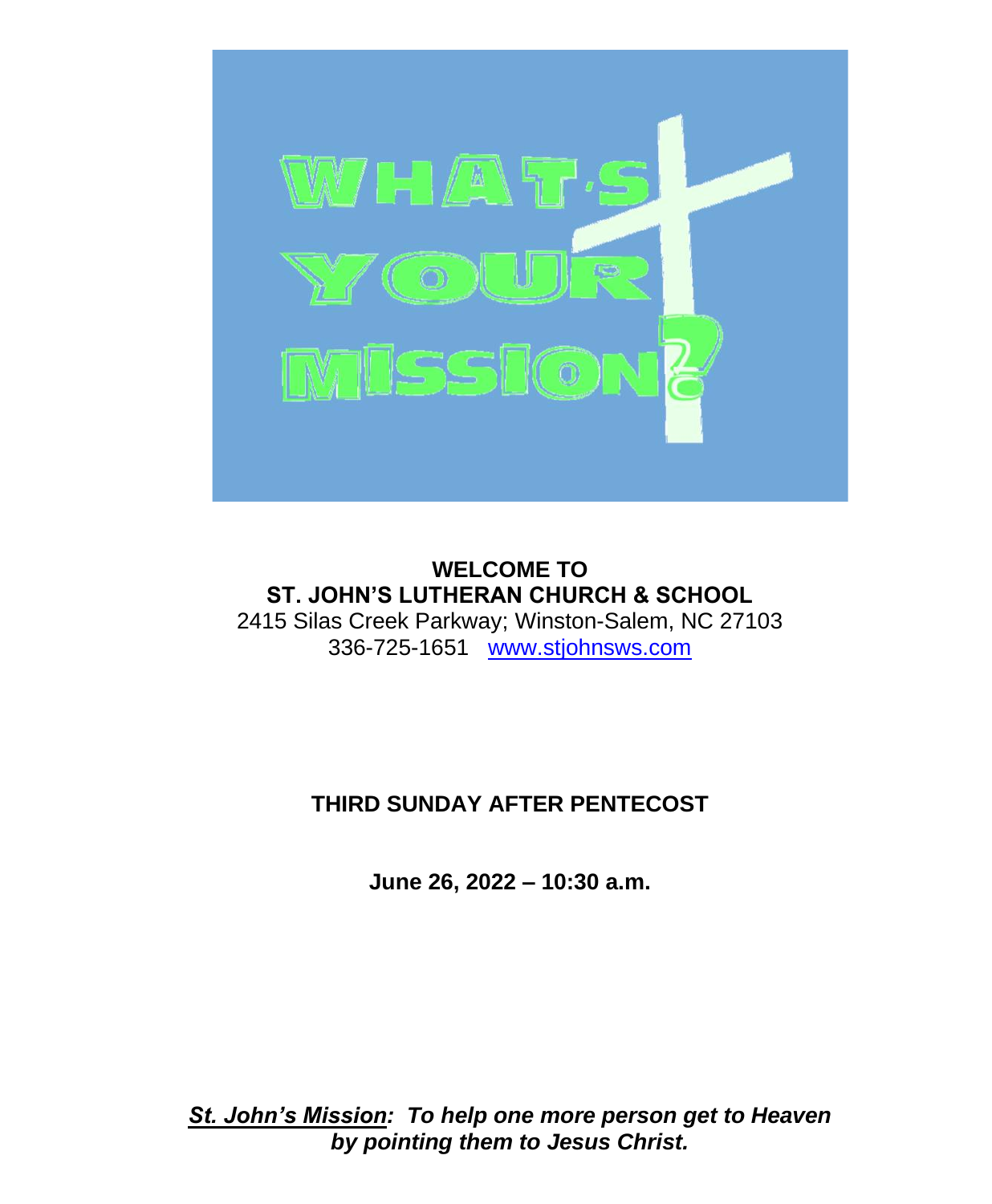**WELCOME TO**
**ST. JOHN'S LUTHERAN CHURCH & SCHOOL**
2415 Silas Creek Parkway; Winston-Salem, NC 27103
336-725-1651 www.stjohnsws.com

**THIRD SUNDAY AFTER PENTECOST**

**June 26, 2022 – 10:30 a.m.**

***St. John's Mission: To help one more person get to Heaven by pointing them to Jesus Christ.***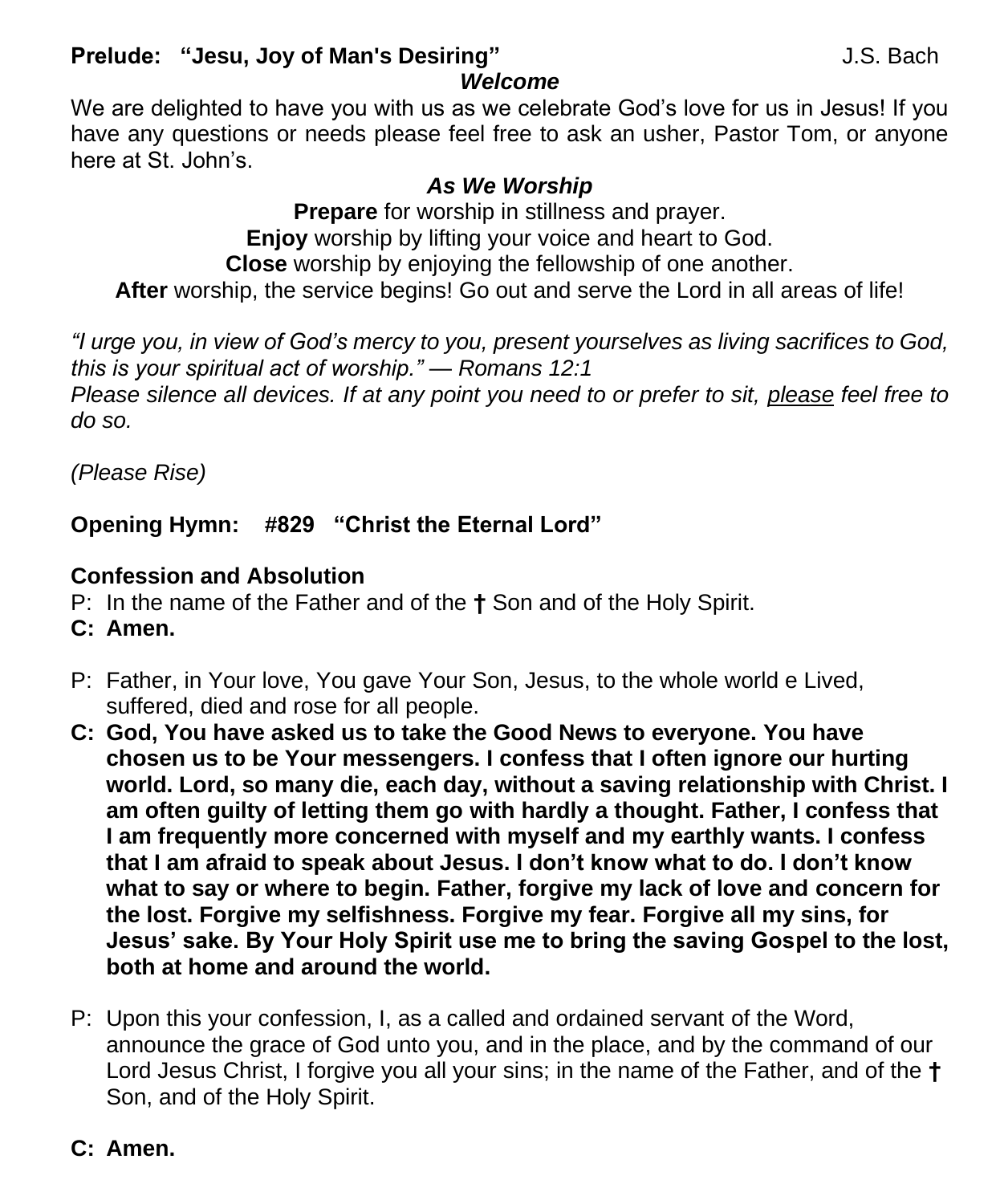**Prelude: "Jesu, Joy of Man's Desiring"** J.S. Bach

***Welcome***

We are delighted to have you with us as we celebrate God's love for us in Jesus! If you have any questions or needs please feel free to ask an usher, Pastor Tom, or anyone here at St. John's.

***As We Worship***

**Prepare** for worship in stillness and prayer.
**Enjoy** worship by lifting your voice and heart to God.
**Close** worship by enjoying the fellowship of one another.
**After** worship, the service begins! Go out and serve the Lord in all areas of life!

*"I urge you, in view of God's mercy to you, present yourselves as living sacrifices to God, this is your spiritual act of worship." — Romans 12:1*
*Please silence all devices. If at any point you need to or prefer to sit, please feel free to do so.*

*(Please Rise)*

**Opening Hymn: #829 "Christ the Eternal Lord"**

**Confession and Absolution**

P: In the name of the Father and of the **†** Son and of the Holy Spirit.
**C: Amen.**

P: Father, in Your love, You gave Your Son, Jesus, to the whole world e Lived, suffered, died and rose for all people.

**C: God, You have asked us to take the Good News to everyone. You have chosen us to be Your messengers. I confess that I often ignore our hurting world. Lord, so many die, each day, without a saving relationship with Christ. I am often guilty of letting them go with hardly a thought. Father, I confess that I am frequently more concerned with myself and my earthly wants. I confess that I am afraid to speak about Jesus. I don't know what to do. I don't know what to say or where to begin. Father, forgive my lack of love and concern for the lost. Forgive my selfishness. Forgive my fear. Forgive all my sins, for Jesus' sake. By Your Holy Spirit use me to bring the saving Gospel to the lost, both at home and around the world.**

P: Upon this your confession, I, as a called and ordained servant of the Word, announce the grace of God unto you, and in the place, and by the command of our Lord Jesus Christ, I forgive you all your sins; in the name of the Father, and of the **†** Son, and of the Holy Spirit.

**C: Amen.**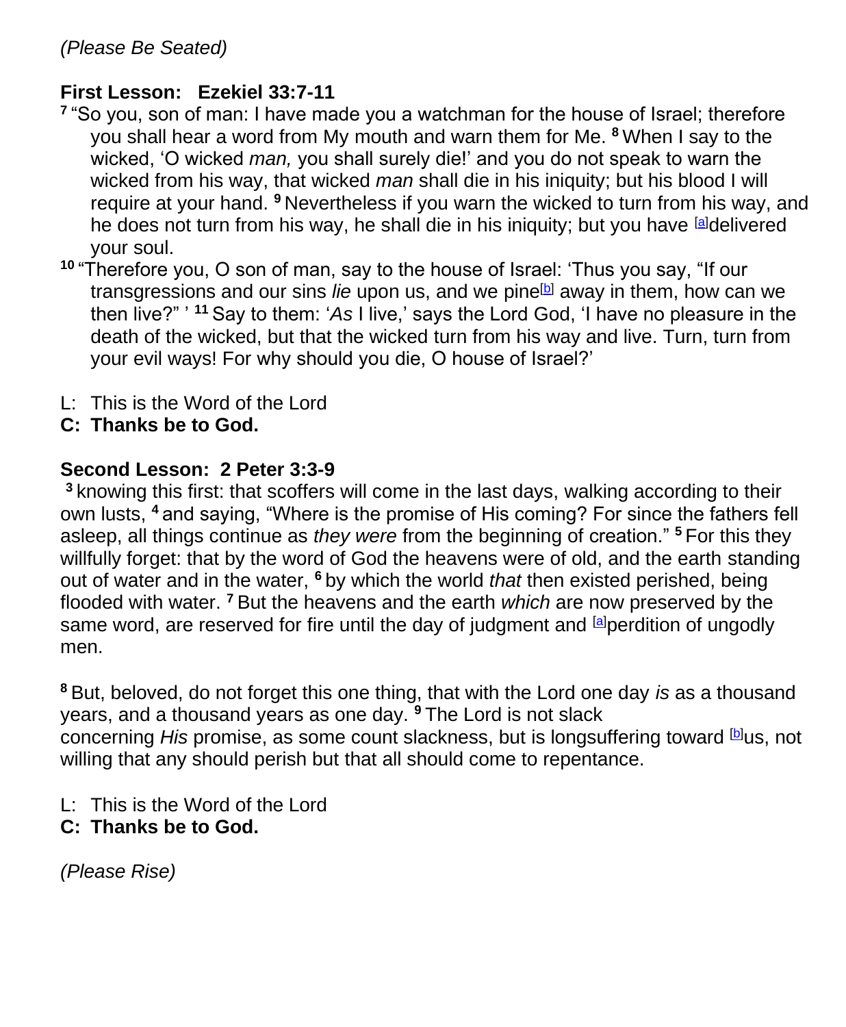*(Please Be Seated)*

**First Lesson: Ezekiel 33:7-11**

[7] "So you, son of man: I have made you a watchman for the house of Israel; therefore you shall hear a word from My mouth and warn them for Me. [8] When I say to the wicked, 'O wicked *man,* you shall surely die!' and you do not speak to warn the wicked from his way, that wicked *man* shall die in his iniquity; but his blood I will require at your hand. [9] Nevertheless if you warn the wicked to turn from his way, and he does not turn from his way, he shall die in his iniquity; but you have [a]delivered your soul.

[10] "Therefore you, O son of man, say to the house of Israel: 'Thus you say, "If our transgressions and our sins *lie* upon us, and we pine[b] away in them, how can we then live?" ' [11] Say to them: '*As* I live,' says the Lord God, 'I have no pleasure in the death of the wicked, but that the wicked turn from his way and live. Turn, turn from your evil ways! For why should you die, O house of Israel?'

L: This is the Word of the Lord
**C: Thanks be to God.**

**Second Lesson: 2 Peter 3:3-9**

[3] knowing this first: that scoffers will come in the last days, walking according to their own lusts, [4] and saying, "Where is the promise of His coming? For since the fathers fell asleep, all things continue as *they were* from the beginning of creation." [5] For this they willfully forget: that by the word of God the heavens were of old, and the earth standing out of water and in the water, [6] by which the world *that* then existed perished, being flooded with water. [7] But the heavens and the earth *which* are now preserved by the same word, are reserved for fire until the day of judgment and [a]perdition of ungodly men.

[8] But, beloved, do not forget this one thing, that with the Lord one day *is* as a thousand years, and a thousand years as one day. [9] The Lord is not slack concerning *His* promise, as some count slackness, but is longsuffering toward [b]us, not willing that any should perish but that all should come to repentance.

L: This is the Word of the Lord
**C: Thanks be to God.**

*(Please Rise)*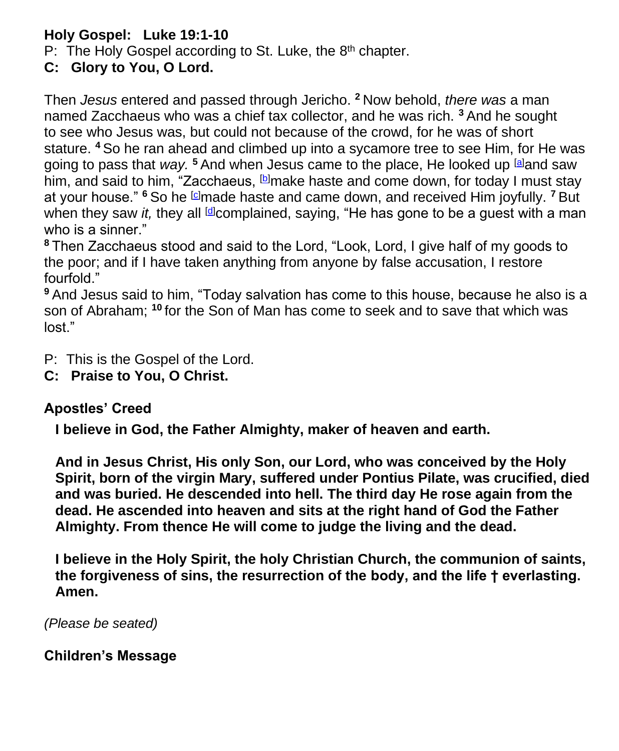**Holy Gospel: Luke 19:1-10**

P: The Holy Gospel according to St. Luke, the 8th chapter.

**C: Glory to You, O Lord.**

Then *Jesus* entered and passed through Jericho. **2** Now behold, *there was* a man named Zacchaeus who was a chief tax collector, and he was rich. **3** And he sought to see who Jesus was, but could not because of the crowd, for he was of short stature. **4** So he ran ahead and climbed up into a sycamore tree to see Him, for He was going to pass that *way.* **5** And when Jesus came to the place, He looked up [a]and saw him, and said to him, "Zacchaeus, [b]make haste and come down, for today I must stay at your house." **6** So he [c]made haste and came down, and received Him joyfully. **7** But when they saw *it,* they all [d]complained, saying, "He has gone to be a guest with a man who is a sinner."

**8** Then Zacchaeus stood and said to the Lord, "Look, Lord, I give half of my goods to the poor; and if I have taken anything from anyone by false accusation, I restore fourfold."

**9** And Jesus said to him, "Today salvation has come to this house, because he also is a son of Abraham; **10** for the Son of Man has come to seek and to save that which was lost."

P: This is the Gospel of the Lord.

**C: Praise to You, O Christ.**

**Apostles' Creed**

**I believe in God, the Father Almighty, maker of heaven and earth.**

**And in Jesus Christ, His only Son, our Lord, who was conceived by the Holy Spirit, born of the virgin Mary, suffered under Pontius Pilate, was crucified, died and was buried. He descended into hell. The third day He rose again from the dead. He ascended into heaven and sits at the right hand of God the Father Almighty. From thence He will come to judge the living and the dead.**

**I believe in the Holy Spirit, the holy Christian Church, the communion of saints, the forgiveness of sins, the resurrection of the body, and the life † everlasting. Amen.**

*(Please be seated)*

**Children's Message**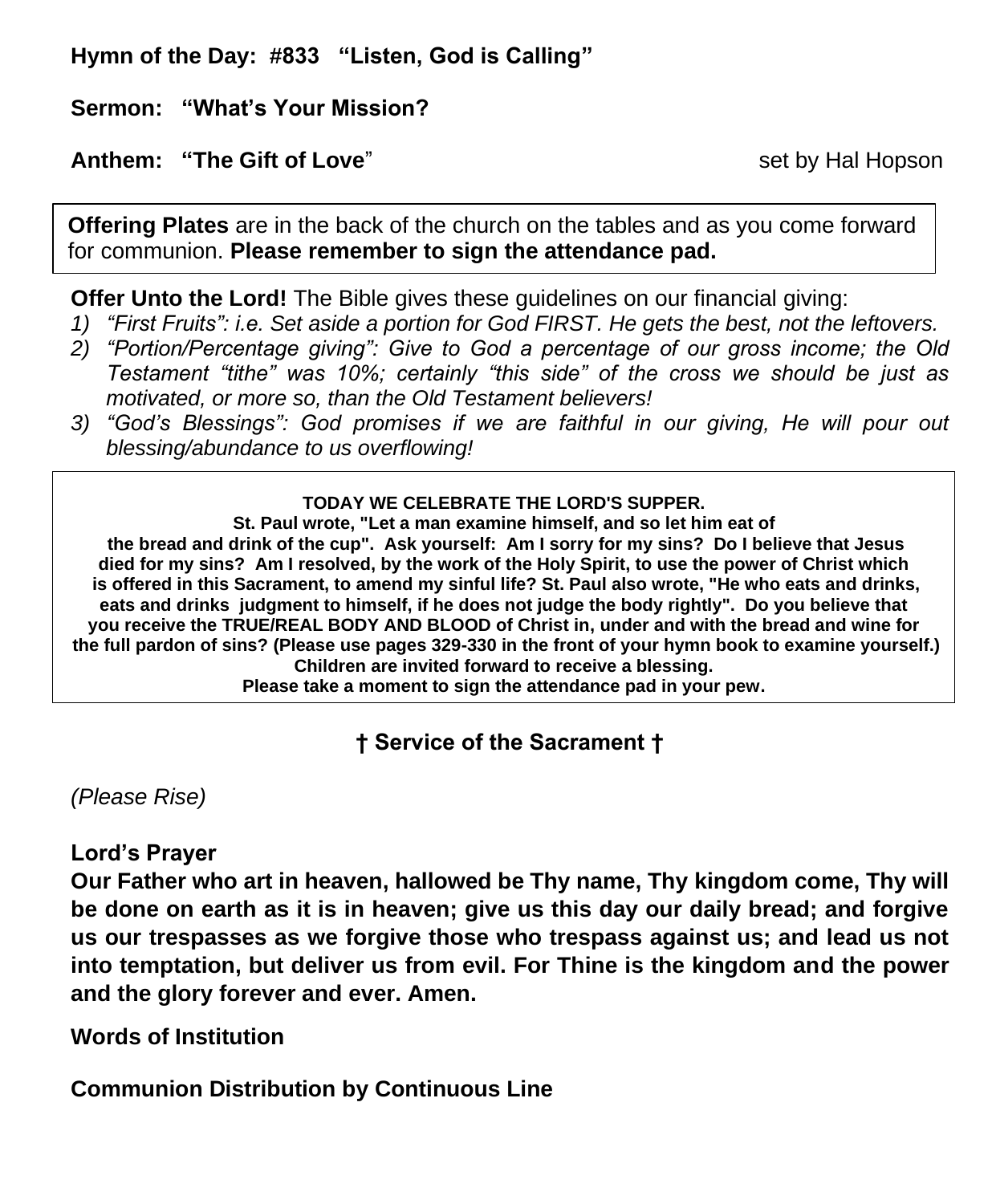**Hymn of the Day: #833 "Listen, God is Calling"**

**Sermon: "What's Your Mission?**

**Anthem: "The Gift of Love**" set by Hal Hopson

**Offering Plates** are in the back of the church on the tables and as you come forward for communion. **Please remember to sign the attendance pad.**

**Offer Unto the Lord!** The Bible gives these guidelines on our financial giving:

1) *"First Fruits": i.e. Set aside a portion for God FIRST. He gets the best, not the leftovers.*
2) *"Portion/Percentage giving": Give to God a percentage of our gross income; the Old Testament "tithe" was 10%; certainly "this side" of the cross we should be just as motivated, or more so, than the Old Testament believers!*
3) *"God's Blessings": God promises if we are faithful in our giving, He will pour out blessing/abundance to us overflowing!*

**TODAY WE CELEBRATE THE LORD'S SUPPER.**
**St. Paul wrote, "Let a man examine himself, and so let him eat of the bread and drink of the cup". Ask yourself: Am I sorry for my sins? Do I believe that Jesus died for my sins? Am I resolved, by the work of the Holy Spirit, to use the power of Christ which is offered in this Sacrament, to amend my sinful life? St. Paul also wrote, "He who eats and drinks, eats and drinks judgment to himself, if he does not judge the body rightly". Do you believe that you receive the TRUE/REAL BODY AND BLOOD of Christ in, under and with the bread and wine for the full pardon of sins? (Please use pages 329-330 in the front of your hymn book to examine yourself.)**
**Children are invited forward to receive a blessing.**
**Please take a moment to sign the attendance pad in your pew.**

## † Service of the Sacrament †

*(Please Rise)*

**Lord's Prayer**
**Our Father who art in heaven, hallowed be Thy name, Thy kingdom come, Thy will be done on earth as it is in heaven; give us this day our daily bread; and forgive us our trespasses as we forgive those who trespass against us; and lead us not into temptation, but deliver us from evil. For Thine is the kingdom and the power and the glory forever and ever. Amen.**

**Words of Institution**

**Communion Distribution by Continuous Line**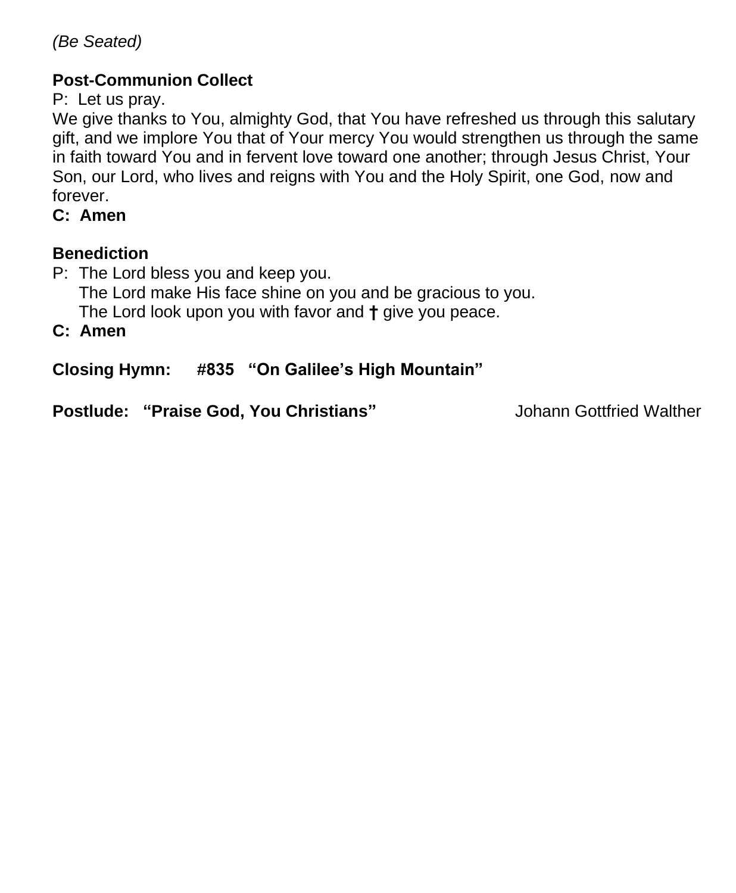*(Be Seated)*

**Post-Communion Collect**

P: Let us pray.

We give thanks to You, almighty God, that You have refreshed us through this salutary gift, and we implore You that of Your mercy You would strengthen us through the same in faith toward You and in fervent love toward one another; through Jesus Christ, Your Son, our Lord, who lives and reigns with You and the Holy Spirit, one God, now and forever.

**C: Amen**

**Benediction**

P: The Lord bless you and keep you.
The Lord make His face shine on you and be gracious to you.
The Lord look upon you with favor and **†** give you peace.

**C: Amen**

**Closing Hymn: #835 "On Galilee's High Mountain"**

**Postlude: "Praise God, You Christians"** Johann Gottfried Walther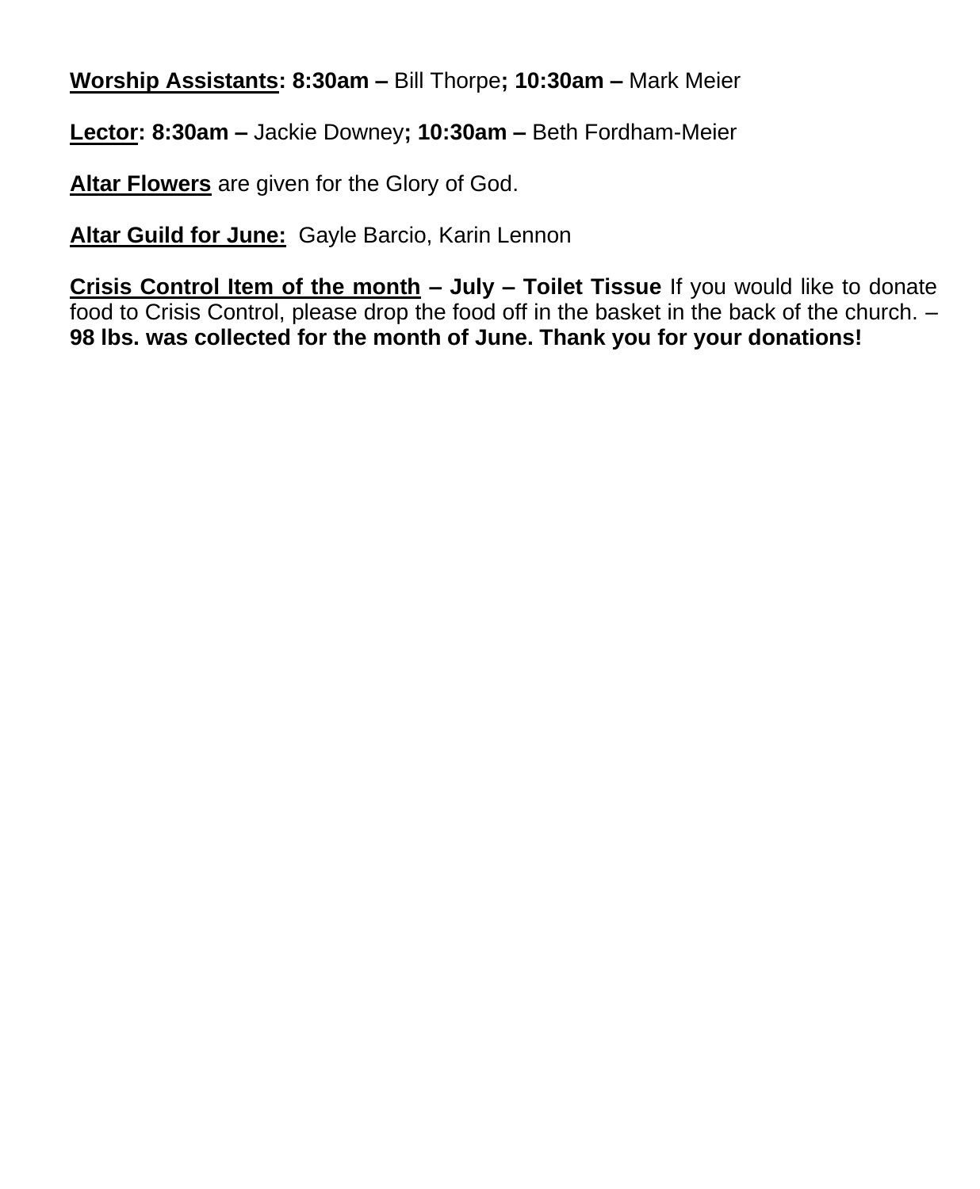**Worship Assistants: 8:30am –** Bill Thorpe**; 10:30am –** Mark Meier

**Lector: 8:30am –** Jackie Downey**; 10:30am –** Beth Fordham-Meier

**Altar Flowers** are given for the Glory of God.

**Altar Guild for June:** Gayle Barcio, Karin Lennon

**Crisis Control Item of the month – July – Toilet Tissue** If you would like to donate food to Crisis Control, please drop the food off in the basket in the back of the church. – **98 lbs. was collected for the month of June. Thank you for your donations!**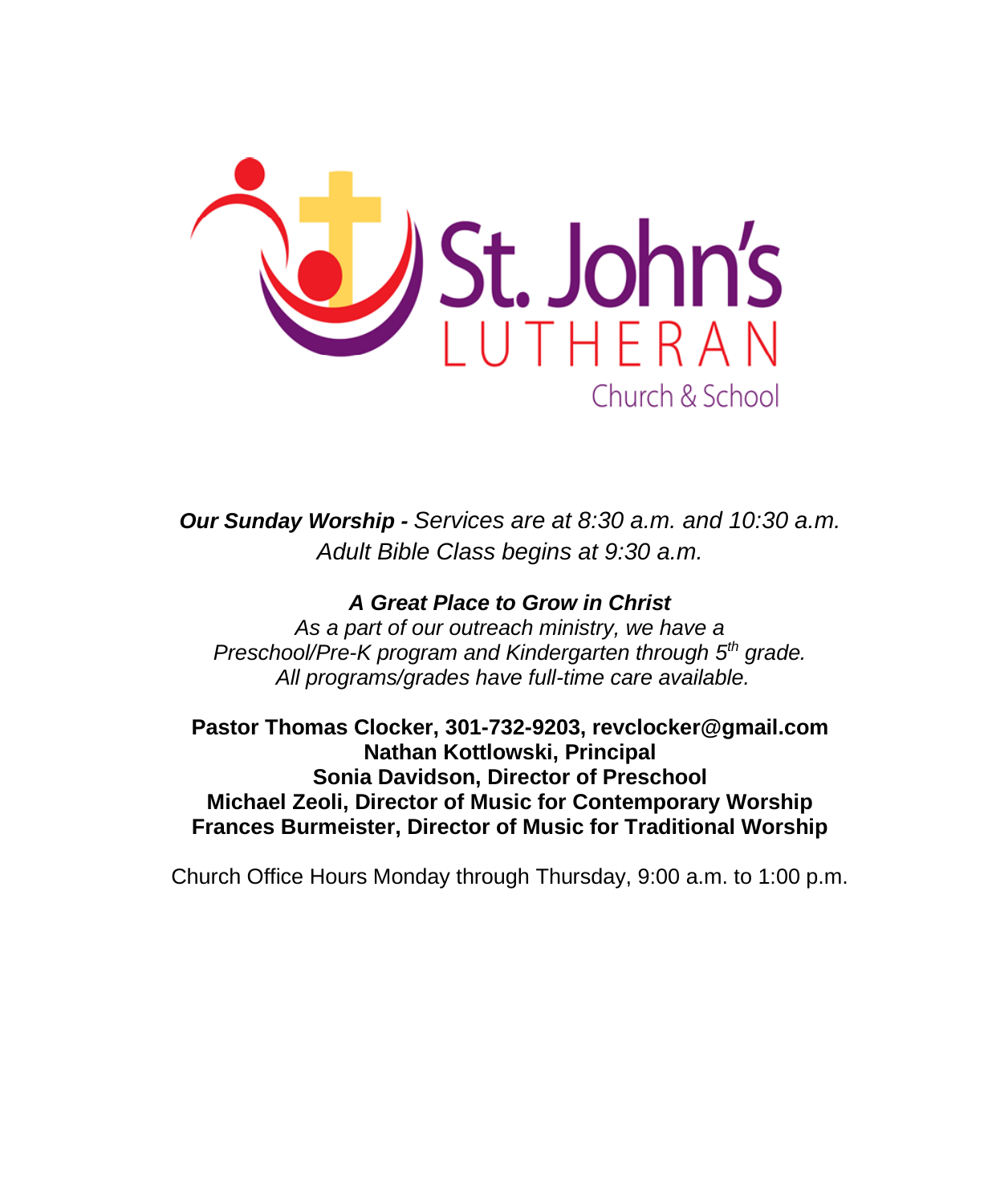St. John's
LUTHERAN
Church & School

***Our Sunday Worship -*** *Services are at 8:30 a.m. and 10:30 a.m.*
*Adult Bible Class begins at 9:30 a.m.*

***A Great Place to Grow in Christ***
*As a part of our outreach ministry, we have a*
*Preschool/Pre-K program and Kindergarten through 5th grade.*
*All programs/grades have full-time care available.*

**Pastor Thomas Clocker, 301-732-9203, revclocker@gmail.com**
**Nathan Kottlowski, Principal**
**Sonia Davidson, Director of Preschool**
**Michael Zeoli, Director of Music for Contemporary Worship**
**Frances Burmeister, Director of Music for Traditional Worship**

Church Office Hours Monday through Thursday, 9:00 a.m. to 1:00 p.m.